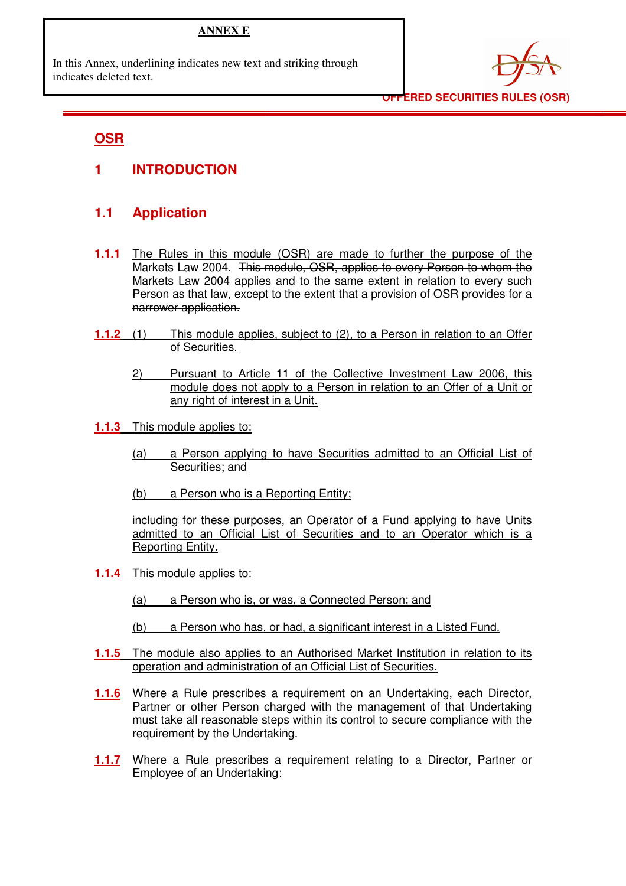**ANNEX E**

In this Annex, underlining indicates new text and striking through indicates deleted text.

OFFERED SECURITIES RULES (OSR)

# OSR

## 1 INTRODUCTION

### 1.1 Application

**1.1.1** The Rules in this module (OSR) are made to further the purpose of the Markets Law 2004. ~~This module, OSR, applies to every Person to whom the Markets Law 2004 applies and to the same extent in relation to every such Person as that law, except to the extent that a provision of OSR provides for a narrower application.~~

**1.1.2** (1) This module applies, subject to (2), to a Person in relation to an Offer of Securities.

2) Pursuant to Article 11 of the Collective Investment Law 2006, this module does not apply to a Person in relation to an Offer of a Unit or any right of interest in a Unit.

**1.1.3** This module applies to:

(a) a Person applying to have Securities admitted to an Official List of Securities; and

(b) a Person who is a Reporting Entity;

including for these purposes, an Operator of a Fund applying to have Units admitted to an Official List of Securities and to an Operator which is a Reporting Entity.

**1.1.4** This module applies to:

(a) a Person who is, or was, a Connected Person; and

(b) a Person who has, or had, a significant interest in a Listed Fund.

**1.1.5** The module also applies to an Authorised Market Institution in relation to its operation and administration of an Official List of Securities.

**1.1.6** Where a Rule prescribes a requirement on an Undertaking, each Director, Partner or other Person charged with the management of that Undertaking must take all reasonable steps within its control to secure compliance with the requirement by the Undertaking.

**1.1.7** Where a Rule prescribes a requirement relating to a Director, Partner or Employee of an Undertaking: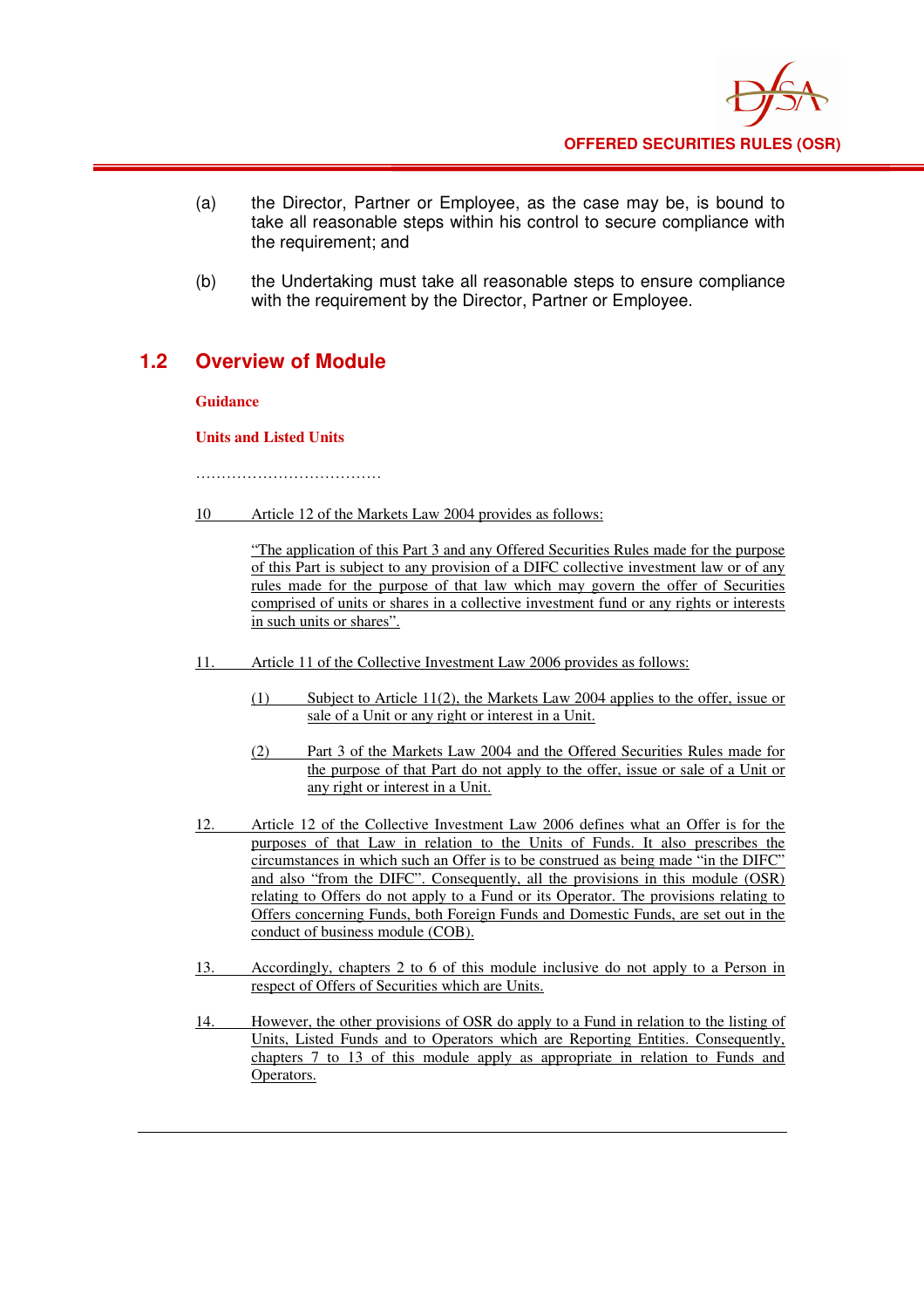(a) the Director, Partner or Employee, as the case may be, is bound to take all reasonable steps within his control to secure compliance with the requirement; and

(b) the Undertaking must take all reasonable steps to ensure compliance with the requirement by the Director, Partner or Employee.

## 1.2 Overview of Module

**Guidance**

**Units and Listed Units**

………………………………

10 Article 12 of the Markets Law 2004 provides as follows:

"The application of this Part 3 and any Offered Securities Rules made for the purpose of this Part is subject to any provision of a DIFC collective investment law or of any rules made for the purpose of that law which may govern the offer of Securities comprised of units or shares in a collective investment fund or any rights or interests in such units or shares".

11. Article 11 of the Collective Investment Law 2006 provides as follows:

(1) Subject to Article 11(2), the Markets Law 2004 applies to the offer, issue or sale of a Unit or any right or interest in a Unit.

(2) Part 3 of the Markets Law 2004 and the Offered Securities Rules made for the purpose of that Part do not apply to the offer, issue or sale of a Unit or any right or interest in a Unit.

12. Article 12 of the Collective Investment Law 2006 defines what an Offer is for the purposes of that Law in relation to the Units of Funds. It also prescribes the circumstances in which such an Offer is to be construed as being made "in the DIFC" and also "from the DIFC". Consequently, all the provisions in this module (OSR) relating to Offers do not apply to a Fund or its Operator. The provisions relating to Offers concerning Funds, both Foreign Funds and Domestic Funds, are set out in the conduct of business module (COB).

13. Accordingly, chapters 2 to 6 of this module inclusive do not apply to a Person in respect of Offers of Securities which are Units.

14. However, the other provisions of OSR do apply to a Fund in relation to the listing of Units, Listed Funds and to Operators which are Reporting Entities. Consequently, chapters 7 to 13 of this module apply as appropriate in relation to Funds and Operators.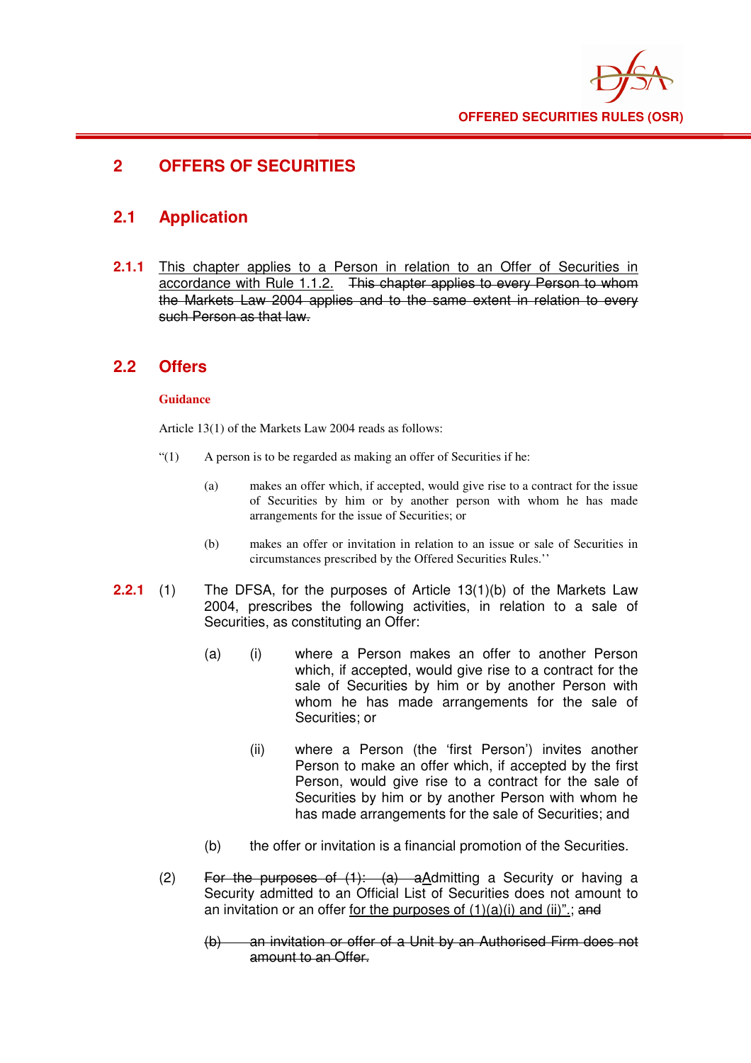# 2 OFFERS OF SECURITIES

## 2.1 Application

**2.1.1** This chapter applies to a Person in relation to an Offer of Securities in accordance with Rule 1.1.2. ~~This chapter applies to every Person to whom the Markets Law 2004 applies and to the same extent in relation to every such Person as that law.~~

## 2.2 Offers

**Guidance**

Article 13(1) of the Markets Law 2004 reads as follows:

"(1) A person is to be regarded as making an offer of Securities if he:

(a) makes an offer which, if accepted, would give rise to a contract for the issue of Securities by him or by another person with whom he has made arrangements for the issue of Securities; or

(b) makes an offer or invitation in relation to an issue or sale of Securities in circumstances prescribed by the Offered Securities Rules.''

**2.2.1** (1) The DFSA, for the purposes of Article 13(1)(b) of the Markets Law 2004, prescribes the following activities, in relation to a sale of Securities, as constituting an Offer:

(a) (i) where a Person makes an offer to another Person which, if accepted, would give rise to a contract for the sale of Securities by him or by another Person with whom he has made arrangements for the sale of Securities; or

(ii) where a Person (the 'first Person') invites another Person to make an offer which, if accepted by the first Person, would give rise to a contract for the sale of Securities by him or by another Person with whom he has made arrangements for the sale of Securities; and

(b) the offer or invitation is a financial promotion of the Securities.

(2) ~~For the purposes of (1): (a) a~~Admitting a Security or having a Security admitted to an Official List of Securities does not amount to an invitation or an offer for the purposes of (1)(a)(i) and (ii)".; ~~and~~

~~(b) an invitation or offer of a Unit by an Authorised Firm does not amount to an Offer.~~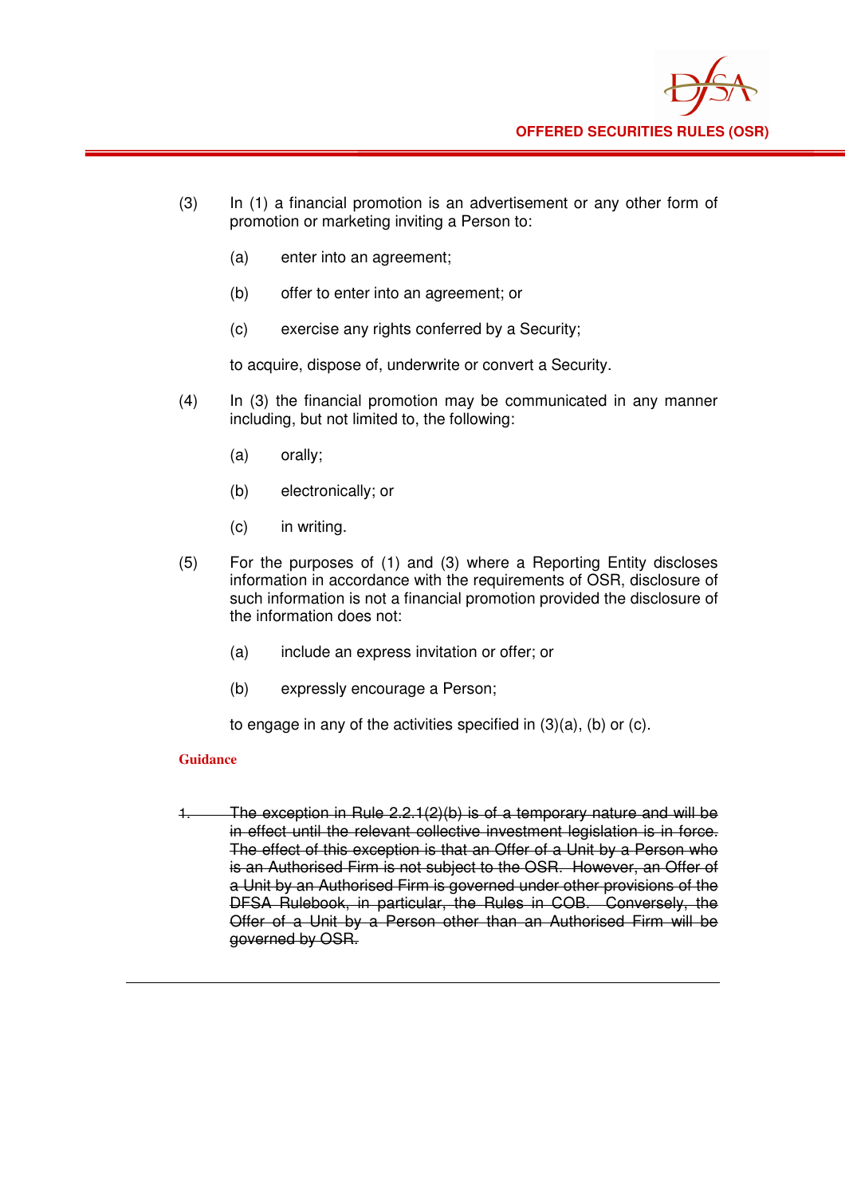(3) In (1) a financial promotion is an advertisement or any other form of promotion or marketing inviting a Person to:

(a) enter into an agreement;

(b) offer to enter into an agreement; or

(c) exercise any rights conferred by a Security;

to acquire, dispose of, underwrite or convert a Security.

(4) In (3) the financial promotion may be communicated in any manner including, but not limited to, the following:

(a) orally;

(b) electronically; or

(c) in writing.

(5) For the purposes of (1) and (3) where a Reporting Entity discloses information in accordance with the requirements of OSR, disclosure of such information is not a financial promotion provided the disclosure of the information does not:

(a) include an express invitation or offer; or

(b) expressly encourage a Person;

to engage in any of the activities specified in (3)(a), (b) or (c).

**Guidance**

~~1. The exception in Rule 2.2.1(2)(b) is of a temporary nature and will be in effect until the relevant collective investment legislation is in force. The effect of this exception is that an Offer of a Unit by a Person who is an Authorised Firm is not subject to the OSR. However, an Offer of a Unit by an Authorised Firm is governed under other provisions of the DFSA Rulebook, in particular, the Rules in COB. Conversely, the Offer of a Unit by a Person other than an Authorised Firm will be governed by OSR.~~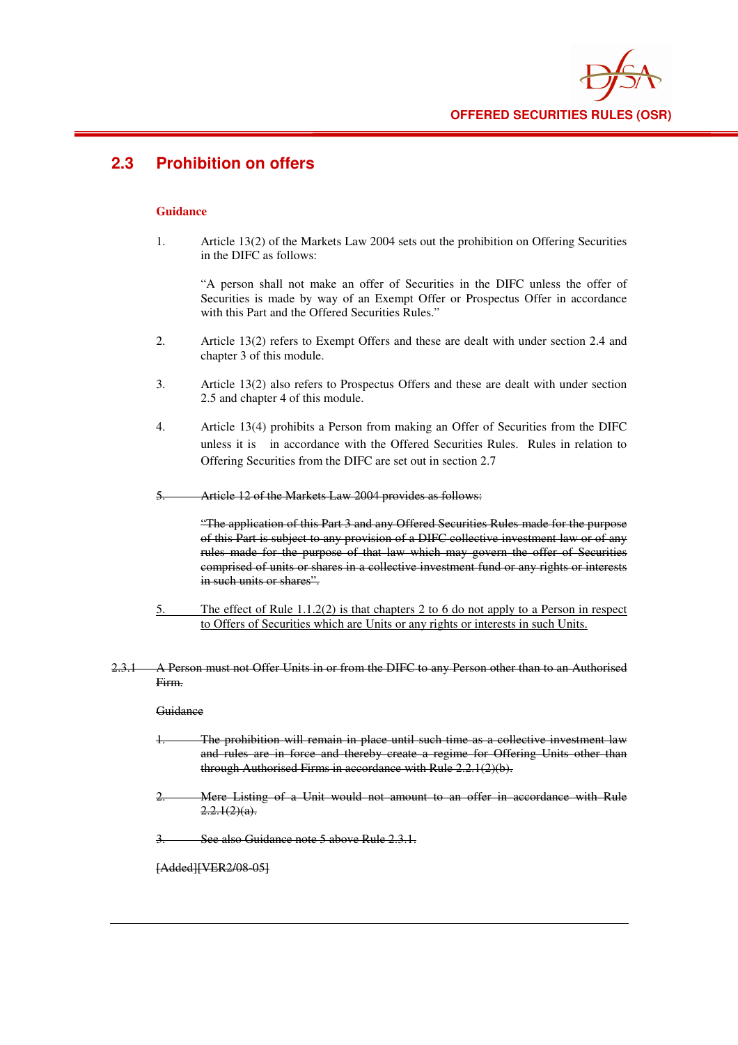## 2.3 Prohibition on offers

**Guidance**

1. Article 13(2) of the Markets Law 2004 sets out the prohibition on Offering Securities in the DIFC as follows:

   "A person shall not make an offer of Securities in the DIFC unless the offer of Securities is made by way of an Exempt Offer or Prospectus Offer in accordance with this Part and the Offered Securities Rules."

2. Article 13(2) refers to Exempt Offers and these are dealt with under section 2.4 and chapter 3 of this module.

3. Article 13(2) also refers to Prospectus Offers and these are dealt with under section 2.5 and chapter 4 of this module.

4. Article 13(4) prohibits a Person from making an Offer of Securities from the DIFC unless it is in accordance with the Offered Securities Rules. Rules in relation to Offering Securities from the DIFC are set out in section 2.7

5. ~~Article 12 of the Markets Law 2004 provides as follows:~~

   ~~"The application of this Part 3 and any Offered Securities Rules made for the purpose of this Part is subject to any provision of a DIFC collective investment law or of any rules made for the purpose of that law which may govern the offer of Securities comprised of units or shares in a collective investment fund or any rights or interests in such units or shares".~~

5. <u>The effect of Rule 1.1.2(2) is that chapters 2 to 6 do not apply to a Person in respect to Offers of Securities which are Units or any rights or interests in such Units.</u>

~~2.3.1 A Person must not Offer Units in or from the DIFC to any Person other than to an Authorised Firm.~~

~~Guidance~~

1. ~~The prohibition will remain in place until such time as a collective investment law and rules are in force and thereby create a regime for Offering Units other than through Authorised Firms in accordance with Rule 2.2.1(2)(b).~~

2. ~~Mere Listing of a Unit would not amount to an offer in accordance with Rule 2.2.1(2)(a).~~

3. ~~See also Guidance note 5 above Rule 2.3.1.~~

~~[Added][VER2/08-05]~~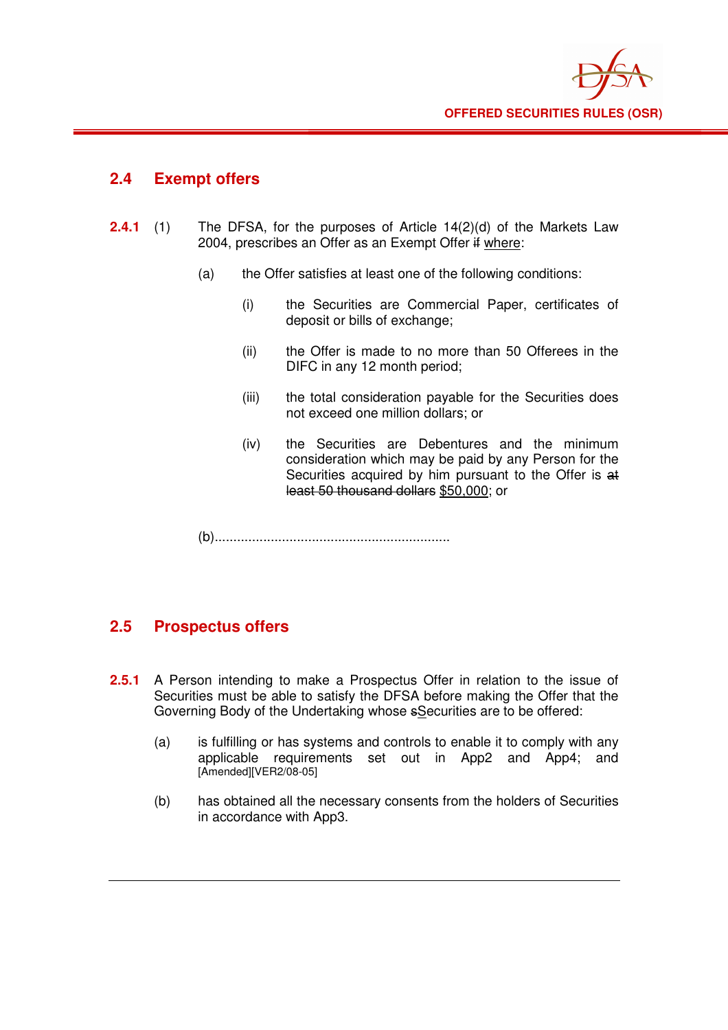## 2.4 Exempt offers

**2.4.1** (1) The DFSA, for the purposes of Article 14(2)(d) of the Markets Law 2004, prescribes an Offer as an Exempt Offer ~~if~~ <u>where</u>:

(a) the Offer satisfies at least one of the following conditions:

(i) the Securities are Commercial Paper, certificates of deposit or bills of exchange;

(ii) the Offer is made to no more than 50 Offerees in the DIFC in any 12 month period;

(iii) the total consideration payable for the Securities does not exceed one million dollars; or

(iv) the Securities are Debentures and the minimum consideration which may be paid by any Person for the Securities acquired by him pursuant to the Offer is ~~at least 50 thousand dollars~~ <u>$50,000</u>; or

(b)..............................................................

## 2.5 Prospectus offers

**2.5.1** A Person intending to make a Prospectus Offer in relation to the issue of Securities must be able to satisfy the DFSA before making the Offer that the Governing Body of the Undertaking whose ~~s~~<u>S</u>ecurities are to be offered:

(a) is fulfilling or has systems and controls to enable it to comply with any applicable requirements set out in App2 and App4; and [Amended][VER2/08-05]

(b) has obtained all the necessary consents from the holders of Securities in accordance with App3.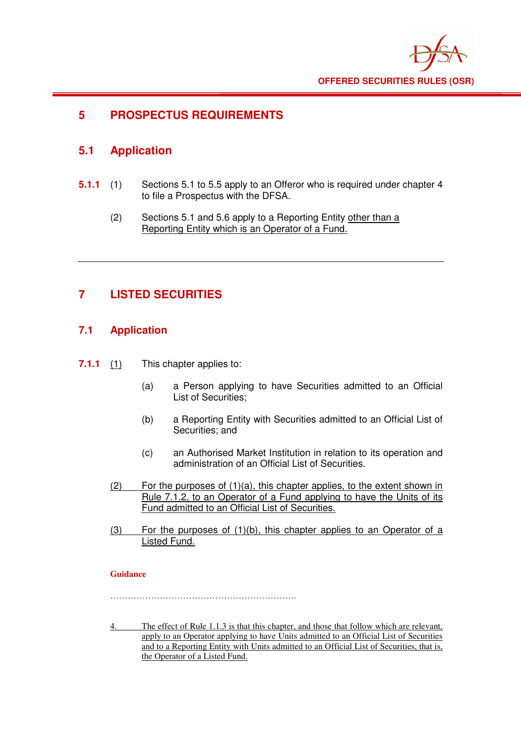# 5 PROSPECTUS REQUIREMENTS

## 5.1 Application

**5.1.1** (1) Sections 5.1 to 5.5 apply to an Offeror who is required under chapter 4 to file a Prospectus with the DFSA.

(2) Sections 5.1 and 5.6 apply to a Reporting Entity other than a Reporting Entity which is an Operator of a Fund.

---

# 7 LISTED SECURITIES

## 7.1 Application

**7.1.1** (1) This chapter applies to:

(a) a Person applying to have Securities admitted to an Official List of Securities;

(b) a Reporting Entity with Securities admitted to an Official List of Securities; and

(c) an Authorised Market Institution in relation to its operation and administration of an Official List of Securities.

(2) For the purposes of (1)(a), this chapter applies, to the extent shown in Rule 7.1.2, to an Operator of a Fund applying to have the Units of its Fund admitted to an Official List of Securities.

(3) For the purposes of (1)(b), this chapter applies to an Operator of a Listed Fund.

**Guidance**

…………………………………………………….

4. The effect of Rule 1.1.3 is that this chapter, and those that follow which are relevant, apply to an Operator applying to have Units admitted to an Official List of Securities and to a Reporting Entity with Units admitted to an Official List of Securities, that is, the Operator of a Listed Fund.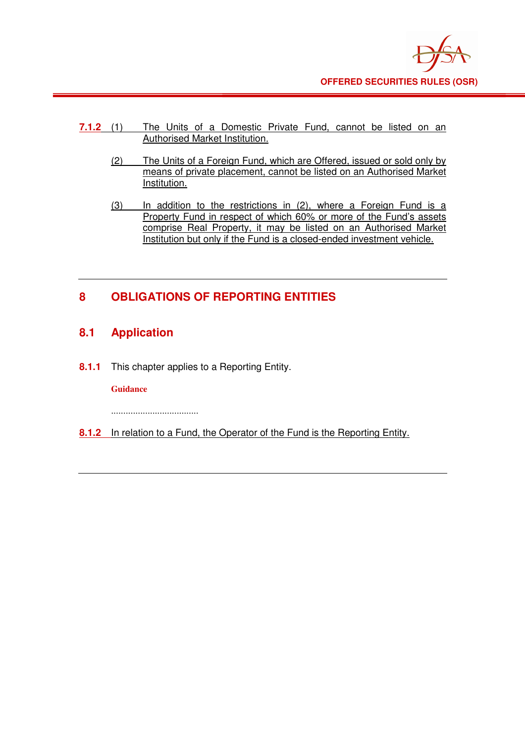**7.1.2** (1) The Units of a Domestic Private Fund, cannot be listed on an Authorised Market Institution.

(2) The Units of a Foreign Fund, which are Offered, issued or sold only by means of private placement, cannot be listed on an Authorised Market Institution.

(3) In addition to the restrictions in (2), where a Foreign Fund is a Property Fund in respect of which 60% or more of the Fund's assets comprise Real Property, it may be listed on an Authorised Market Institution but only if the Fund is a closed-ended investment vehicle.

---

# 8 OBLIGATIONS OF REPORTING ENTITIES

## 8.1 Application

**8.1.1** This chapter applies to a Reporting Entity.

**Guidance**

...................................

**8.1.2** In relation to a Fund, the Operator of the Fund is the Reporting Entity.

---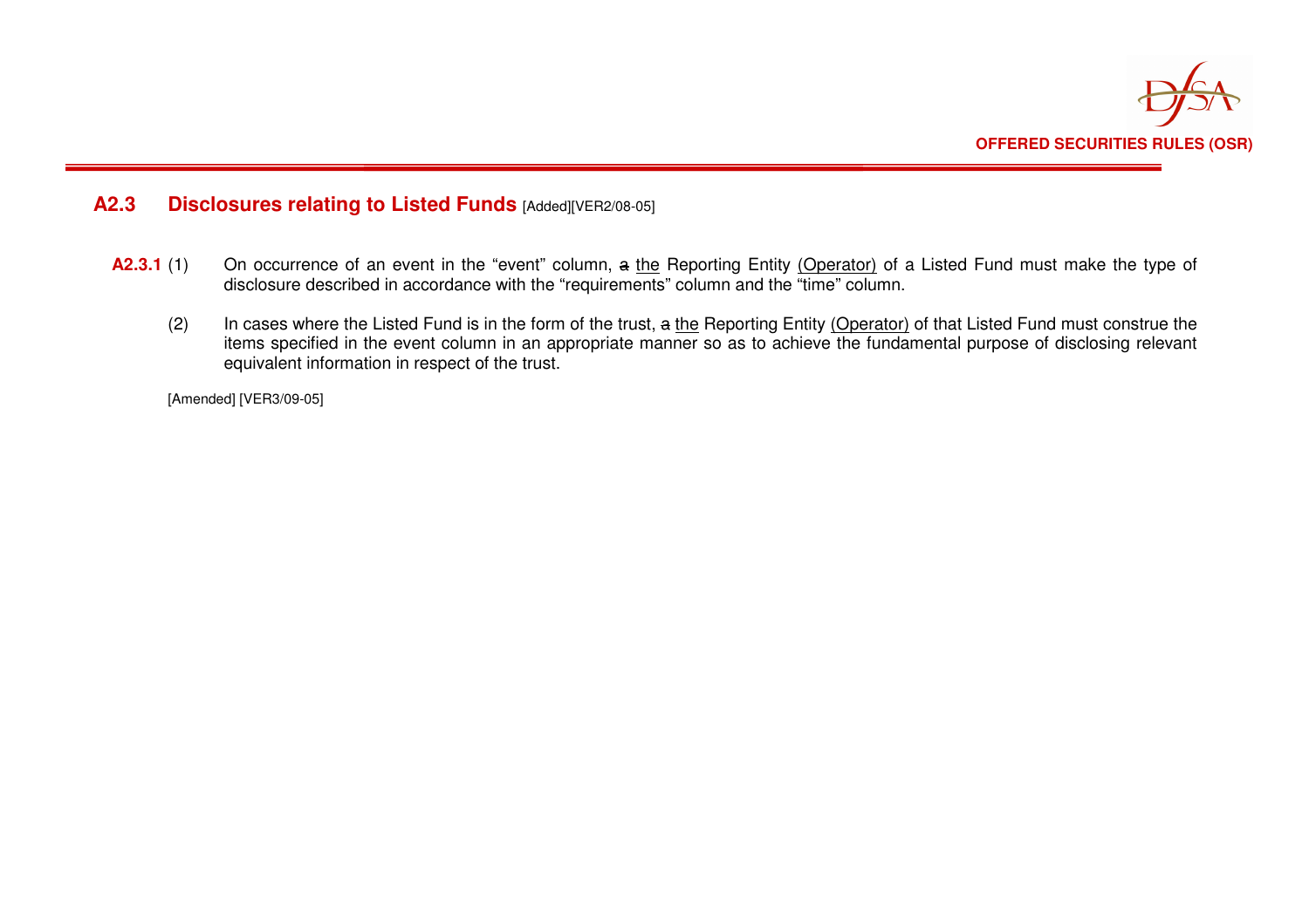## A2.3 Disclosures relating to Listed Funds [Added][VER2/08-05]

**A2.3.1** (1) On occurrence of an event in the "event" column, ~~a~~ the Reporting Entity (Operator) of a Listed Fund must make the type of disclosure described in accordance with the "requirements" column and the "time" column.

(2) In cases where the Listed Fund is in the form of the trust, ~~a~~ the Reporting Entity (Operator) of that Listed Fund must construe the items specified in the event column in an appropriate manner so as to achieve the fundamental purpose of disclosing relevant equivalent information in respect of the trust.

[Amended] [VER3/09-05]